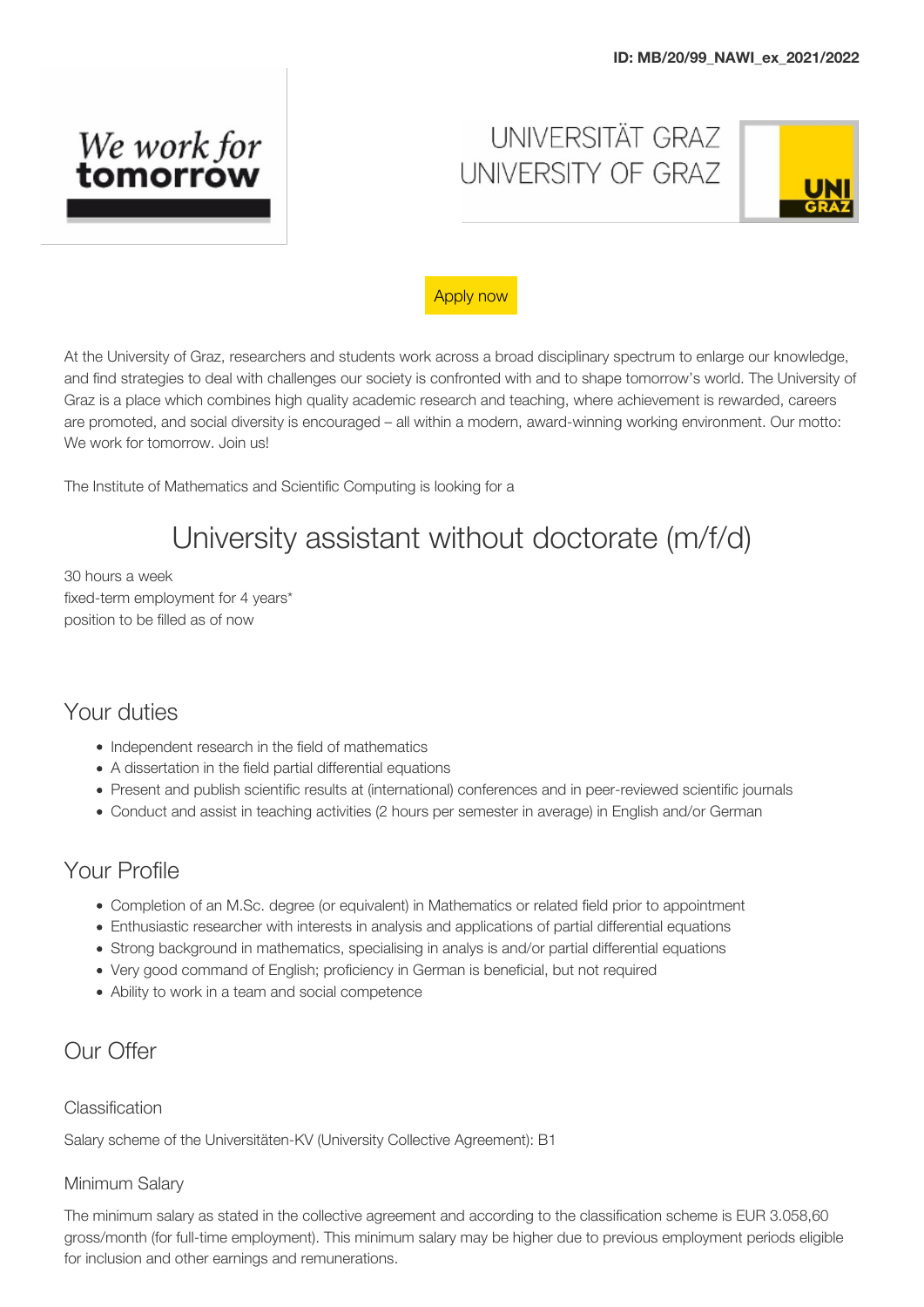**ID: MB/20/99_NAWI_ex_2021/2022**

We work for tomorrow

UNIVERSITÄT GRAZ
UNIVERSITY OF GRAZ

UNI GRAZ

Apply now

At the University of Graz, researchers and students work across a broad disciplinary spectrum to enlarge our knowledge, and find strategies to deal with challenges our society is confronted with and to shape tomorrow's world. The University of Graz is a place which combines high quality academic research and teaching, where achievement is rewarded, careers are promoted, and social diversity is encouraged – all within a modern, award-winning working environment. Our motto: We work for tomorrow. Join us!

The Institute of Mathematics and Scientific Computing is looking for a

# University assistant without doctorate (m/f/d)

30 hours a week
fixed-term employment for 4 years*
position to be filled as of now

## Your duties

- Independent research in the field of mathematics
- A dissertation in the field partial differential equations
- Present and publish scientific results at (international) conferences and in peer-reviewed scientific journals
- Conduct and assist in teaching activities (2 hours per semester in average) in English and/or German

## Your Profile

- Completion of an M.Sc. degree (or equivalent) in Mathematics or related field prior to appointment
- Enthusiastic researcher with interests in analysis and applications of partial differential equations
- Strong background in mathematics, specialising in analys is and/or partial differential equations
- Very good command of English; proficiency in German is beneficial, but not required
- Ability to work in a team and social competence

## Our Offer

### Classification

Salary scheme of the Universitäten-KV (University Collective Agreement): B1

### Minimum Salary

The minimum salary as stated in the collective agreement and according to the classification scheme is EUR 3.058,60 gross/month (for full-time employment). This minimum salary may be higher due to previous employment periods eligible for inclusion and other earnings and remunerations.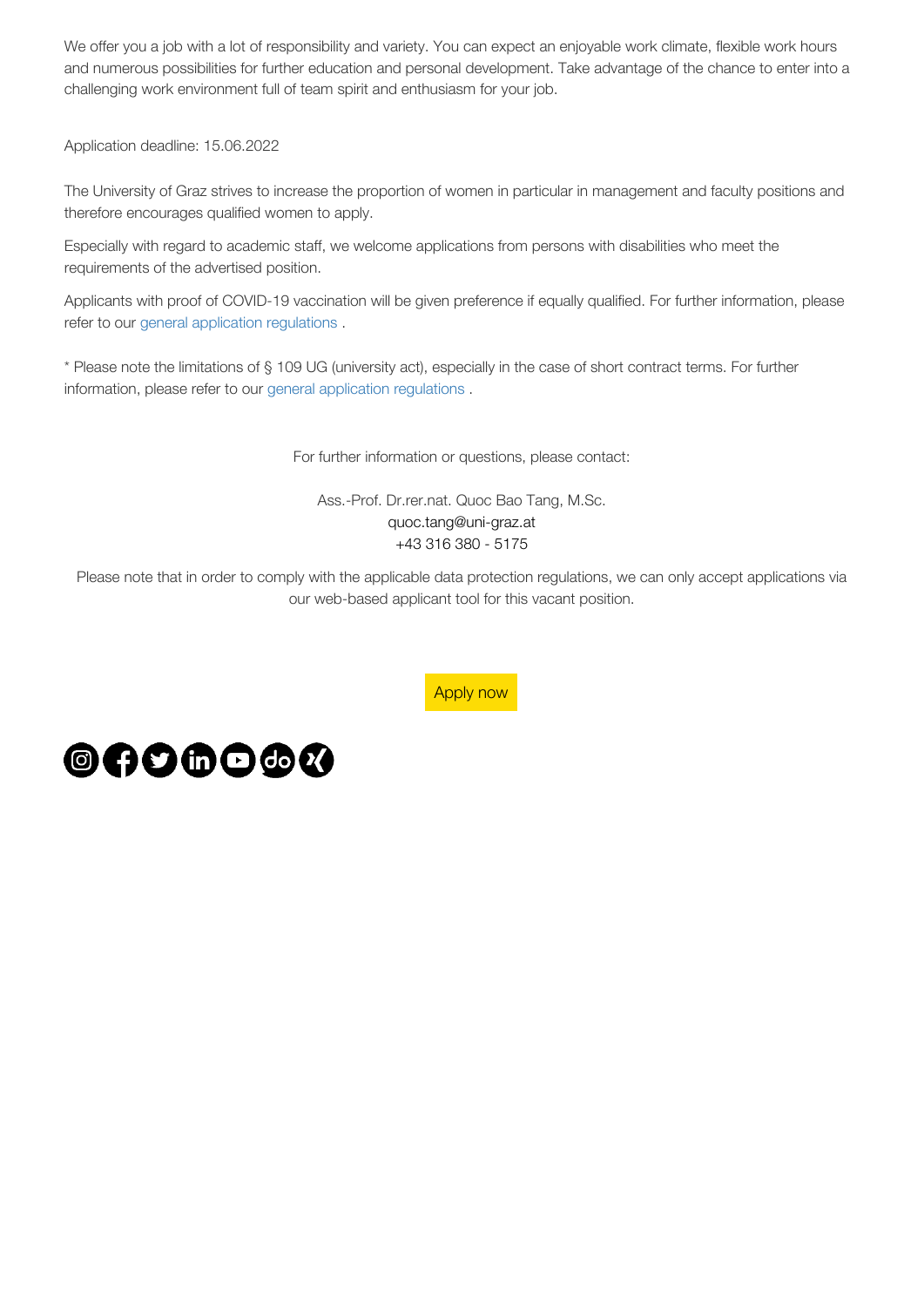We offer you a job with a lot of responsibility and variety. You can expect an enjoyable work climate, flexible work hours and numerous possibilities for further education and personal development. Take advantage of the chance to enter into a challenging work environment full of team spirit and enthusiasm for your job.

Application deadline: 15.06.2022

The University of Graz strives to increase the proportion of women in particular in management and faculty positions and therefore encourages qualified women to apply.

Especially with regard to academic staff, we welcome applications from persons with disabilities who meet the requirements of the advertised position.

Applicants with proof of COVID-19 vaccination will be given preference if equally qualified. For further information, please refer to our general application regulations .

* Please note the limitations of § 109 UG (university act), especially in the case of short contract terms. For further information, please refer to our general application regulations .

For further information or questions, please contact:

Ass.-Prof. Dr.rer.nat. Quoc Bao Tang, M.Sc.
quoc.tang@uni-graz.at
+43 316 380 - 5175

Please note that in order to comply with the applicable data protection regulations, we can only accept applications via our web-based applicant tool for this vacant position.

Apply now